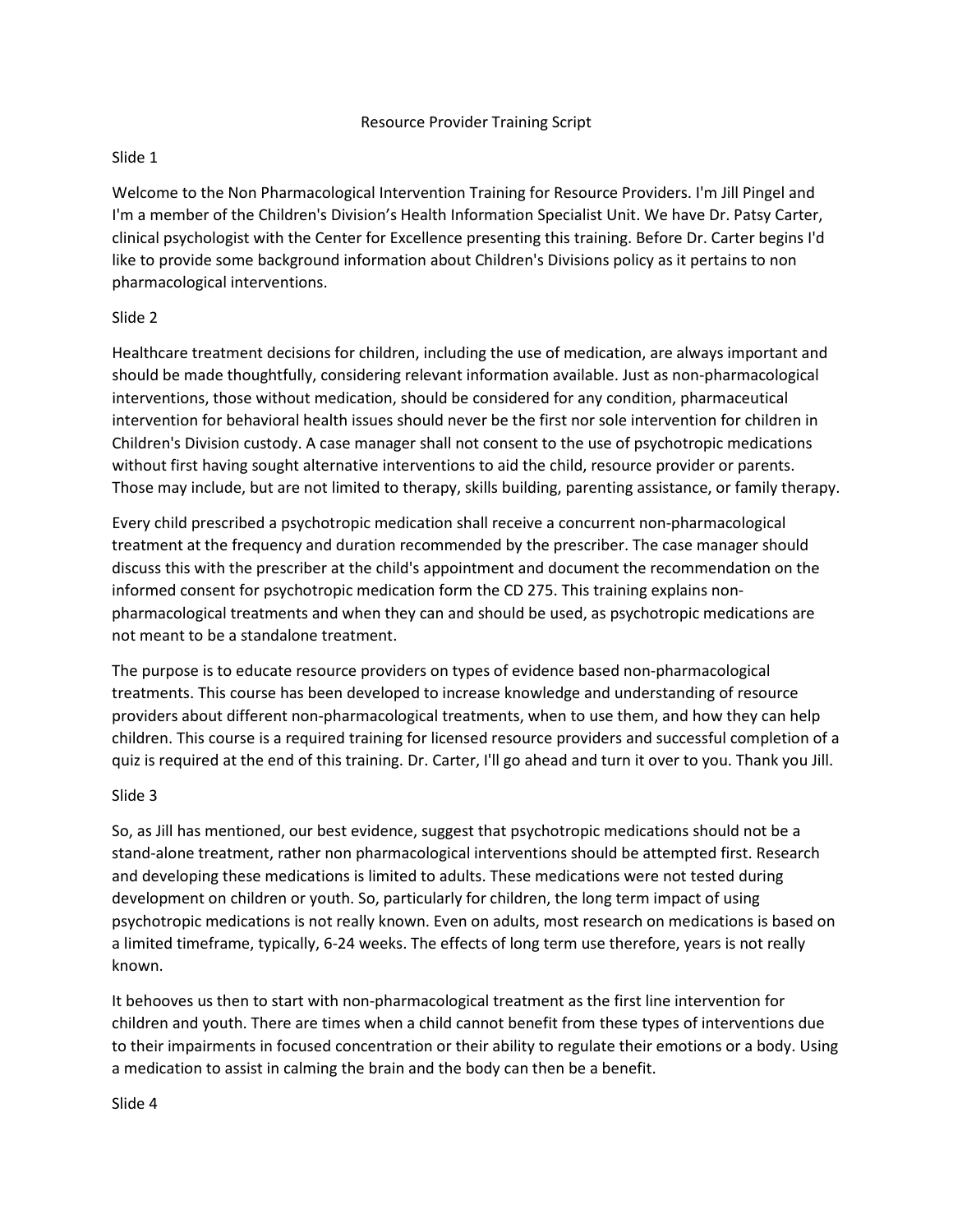# Resource Provider Training Script

Slide 1

Welcome to the Non Pharmacological Intervention Training for Resource Providers. I'm Jill Pingel and I'm a member of the Children's Division's Health Information Specialist Unit. We have Dr. Patsy Carter, clinical psychologist with the Center for Excellence presenting this training. Before Dr. Carter begins I'd like to provide some background information about Children's Divisions policy as it pertains to non pharmacological interventions.

Slide 2

Healthcare treatment decisions for children, including the use of medication, are always important and should be made thoughtfully, considering relevant information available. Just as non-pharmacological interventions, those without medication, should be considered for any condition, pharmaceutical intervention for behavioral health issues should never be the first nor sole intervention for children in Children's Division custody. A case manager shall not consent to the use of psychotropic medications without first having sought alternative interventions to aid the child, resource provider or parents. Those may include, but are not limited to therapy, skills building, parenting assistance, or family therapy.

Every child prescribed a psychotropic medication shall receive a concurrent non-pharmacological treatment at the frequency and duration recommended by the prescriber. The case manager should discuss this with the prescriber at the child's appointment and document the recommendation on the informed consent for psychotropic medication form the CD 275. This training explains non-pharmacological treatments and when they can and should be used, as psychotropic medications are not meant to be a standalone treatment.

The purpose is to educate resource providers on types of evidence based non-pharmacological treatments. This course has been developed to increase knowledge and understanding of resource providers about different non-pharmacological treatments, when to use them, and how they can help children. This course is a required training for licensed resource providers and successful completion of a quiz is required at the end of this training. Dr. Carter, I'll go ahead and turn it over to you. Thank you Jill.

Slide 3

So, as Jill has mentioned, our best evidence, suggest that psychotropic medications should not be a stand-alone treatment, rather non pharmacological interventions should be attempted first. Research and developing these medications is limited to adults. These medications were not tested during development on children or youth. So, particularly for children, the long term impact of using psychotropic medications is not really known. Even on adults, most research on medications is based on a limited timeframe, typically, 6-24 weeks. The effects of long term use therefore, years is not really known.

It behooves us then to start with non-pharmacological treatment as the first line intervention for children and youth. There are times when a child cannot benefit from these types of interventions due to their impairments in focused concentration or their ability to regulate their emotions or a body. Using a medication to assist in calming the brain and the body can then be a benefit.

Slide 4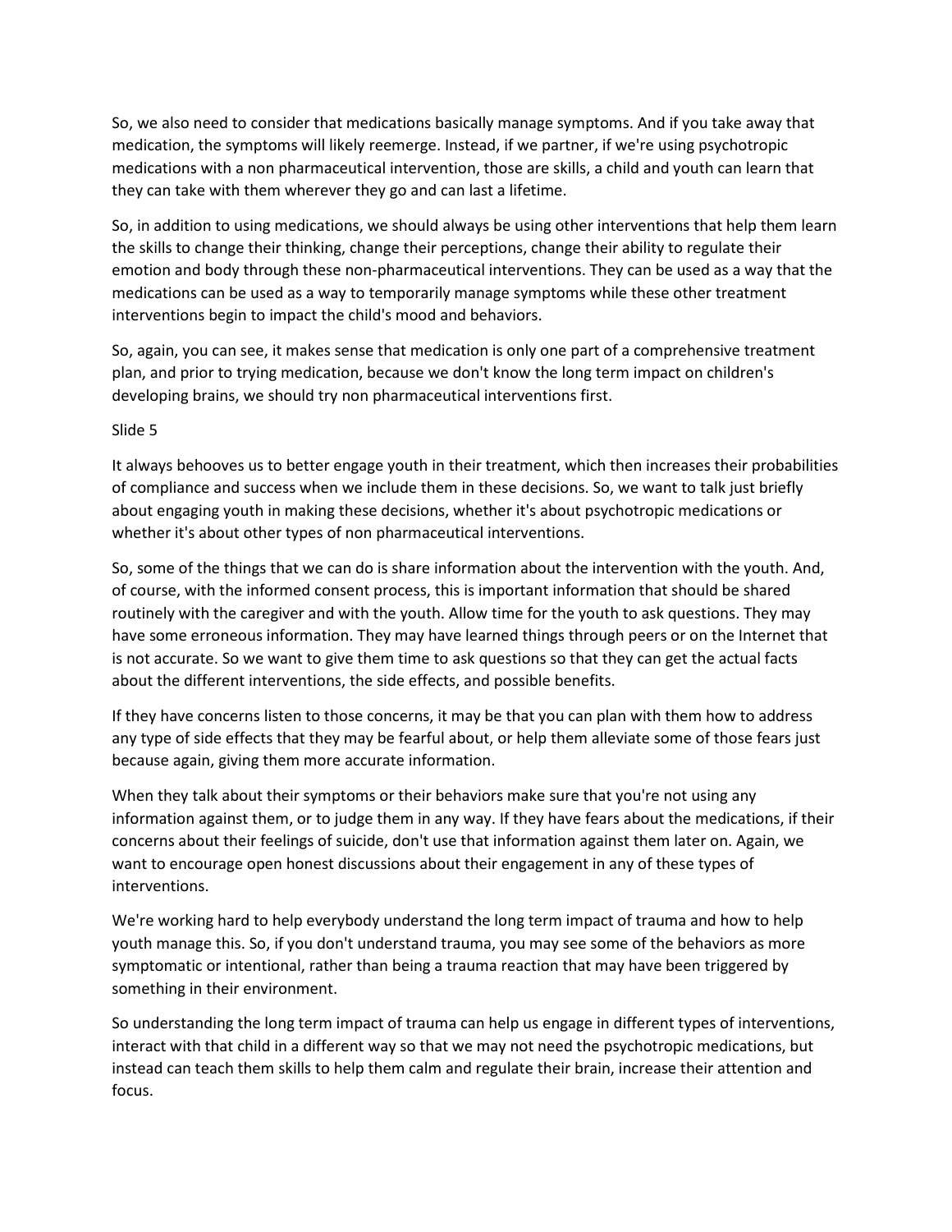So, we also need to consider that medications basically manage symptoms. And if you take away that medication, the symptoms will likely reemerge. Instead, if we partner, if we're using psychotropic medications with a non pharmaceutical intervention, those are skills, a child and youth can learn that they can take with them wherever they go and can last a lifetime.

So, in addition to using medications, we should always be using other interventions that help them learn the skills to change their thinking, change their perceptions, change their ability to regulate their emotion and body through these non-pharmaceutical interventions. They can be used as a way that the medications can be used as a way to temporarily manage symptoms while these other treatment interventions begin to impact the child's mood and behaviors.

So, again, you can see, it makes sense that medication is only one part of a comprehensive treatment plan, and prior to trying medication, because we don't know the long term impact on children's developing brains, we should try non pharmaceutical interventions first.

Slide 5

It always behooves us to better engage youth in their treatment, which then increases their probabilities of compliance and success when we include them in these decisions. So, we want to talk just briefly about engaging youth in making these decisions, whether it's about psychotropic medications or whether it's about other types of non pharmaceutical interventions.

So, some of the things that we can do is share information about the intervention with the youth. And, of course, with the informed consent process, this is important information that should be shared routinely with the caregiver and with the youth. Allow time for the youth to ask questions. They may have some erroneous information. They may have learned things through peers or on the Internet that is not accurate. So we want to give them time to ask questions so that they can get the actual facts about the different interventions, the side effects, and possible benefits.

If they have concerns listen to those concerns, it may be that you can plan with them how to address any type of side effects that they may be fearful about, or help them alleviate some of those fears just because again, giving them more accurate information.

When they talk about their symptoms or their behaviors make sure that you're not using any information against them, or to judge them in any way. If they have fears about the medications, if their concerns about their feelings of suicide, don't use that information against them later on. Again, we want to encourage open honest discussions about their engagement in any of these types of interventions.

We're working hard to help everybody understand the long term impact of trauma and how to help youth manage this. So, if you don't understand trauma, you may see some of the behaviors as more symptomatic or intentional, rather than being a trauma reaction that may have been triggered by something in their environment.

So understanding the long term impact of trauma can help us engage in different types of interventions, interact with that child in a different way so that we may not need the psychotropic medications, but instead can teach them skills to help them calm and regulate their brain, increase their attention and focus.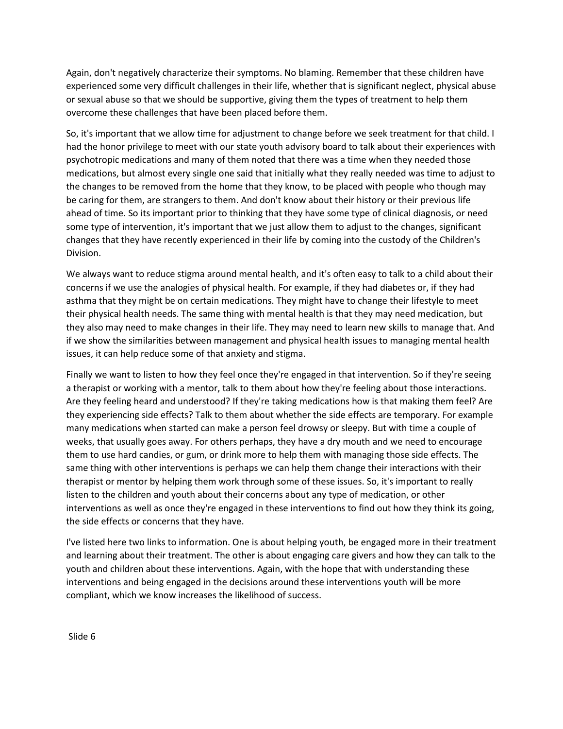Again, don't negatively characterize their symptoms. No blaming. Remember that these children have experienced some very difficult challenges in their life, whether that is significant neglect, physical abuse or sexual abuse so that we should be supportive, giving them the types of treatment to help them overcome these challenges that have been placed before them.

So, it's important that we allow time for adjustment to change before we seek treatment for that child. I had the honor privilege to meet with our state youth advisory board to talk about their experiences with psychotropic medications and many of them noted that there was a time when they needed those medications, but almost every single one said that initially what they really needed was time to adjust to the changes to be removed from the home that they know, to be placed with people who though may be caring for them, are strangers to them. And don't know about their history or their previous life ahead of time. So its important prior to thinking that they have some type of clinical diagnosis, or need some type of intervention, it's important that we just allow them to adjust to the changes, significant changes that they have recently experienced in their life by coming into the custody of the Children's Division.

We always want to reduce stigma around mental health, and it's often easy to talk to a child about their concerns if we use the analogies of physical health. For example, if they had diabetes or, if they had asthma that they might be on certain medications. They might have to change their lifestyle to meet their physical health needs. The same thing with mental health is that they may need medication, but they also may need to make changes in their life. They may need to learn new skills to manage that. And if we show the similarities between management and physical health issues to managing mental health issues, it can help reduce some of that anxiety and stigma.

Finally we want to listen to how they feel once they're engaged in that intervention. So if they're seeing a therapist or working with a mentor, talk to them about how they're feeling about those interactions. Are they feeling heard and understood? If they're taking medications how is that making them feel? Are they experiencing side effects? Talk to them about whether the side effects are temporary. For example many medications when started can make a person feel drowsy or sleepy. But with time a couple of weeks, that usually goes away. For others perhaps, they have a dry mouth and we need to encourage them to use hard candies, or gum, or drink more to help them with managing those side effects. The same thing with other interventions is perhaps we can help them change their interactions with their therapist or mentor by helping them work through some of these issues. So, it's important to really listen to the children and youth about their concerns about any type of medication, or other interventions as well as once they're engaged in these interventions to find out how they think its going, the side effects or concerns that they have.

I've listed here two links to information. One is about helping youth, be engaged more in their treatment and learning about their treatment. The other is about engaging care givers and how they can talk to the youth and children about these interventions. Again, with the hope that with understanding these interventions and being engaged in the decisions around these interventions youth will be more compliant, which we know increases the likelihood of success.

Slide 6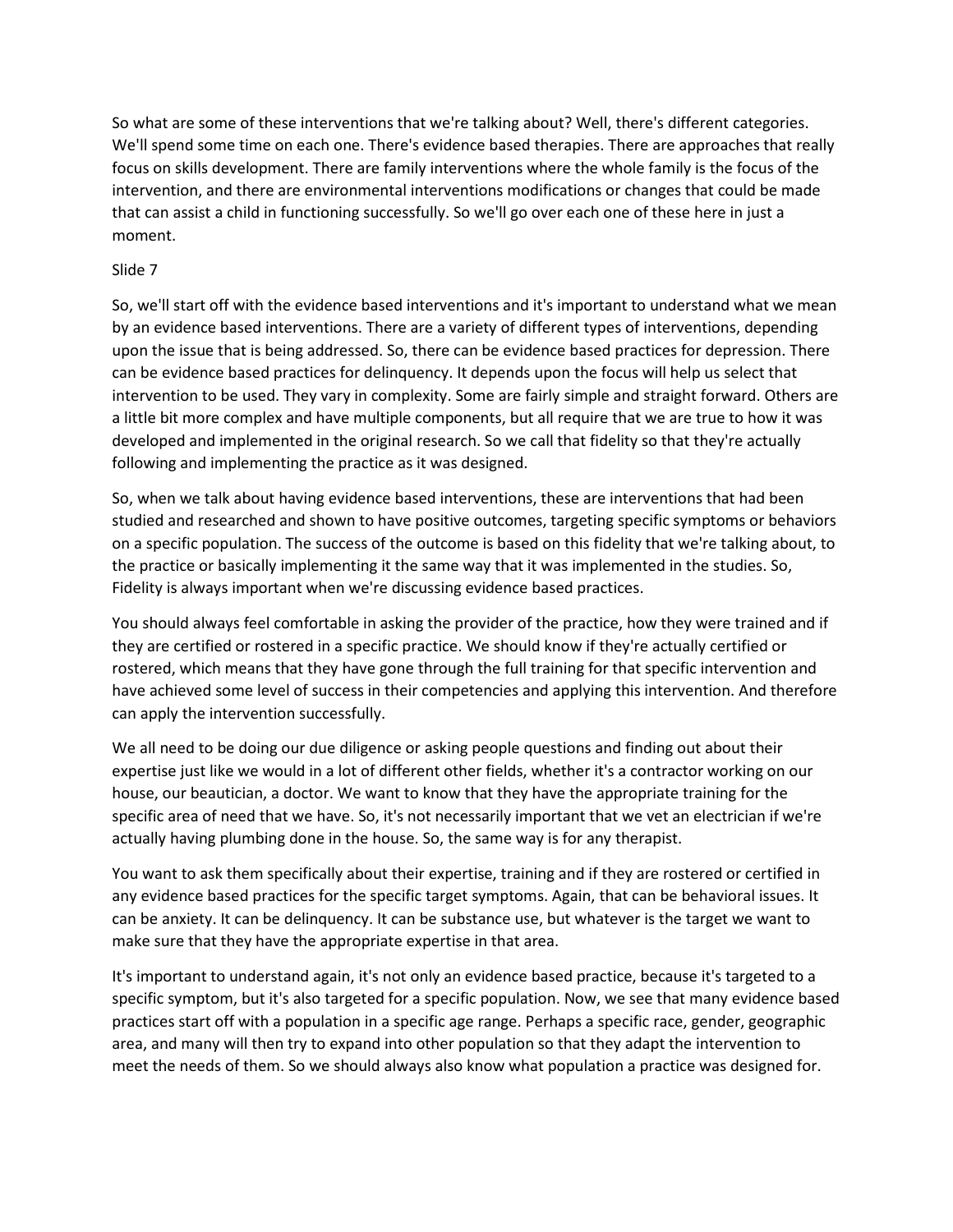So what are some of these interventions that we're talking about? Well, there's different categories. We'll spend some time on each one. There's evidence based therapies. There are approaches that really focus on skills development. There are family interventions where the whole family is the focus of the intervention, and there are environmental interventions modifications or changes that could be made that can assist a child in functioning successfully. So we'll go over each one of these here in just a moment.

Slide 7

So, we'll start off with the evidence based interventions and it's important to understand what we mean by an evidence based interventions. There are a variety of different types of interventions, depending upon the issue that is being addressed. So, there can be evidence based practices for depression. There can be evidence based practices for delinquency. It depends upon the focus will help us select that intervention to be used. They vary in complexity. Some are fairly simple and straight forward. Others are a little bit more complex and have multiple components, but all require that we are true to how it was developed and implemented in the original research. So we call that fidelity so that they're actually following and implementing the practice as it was designed.

So, when we talk about having evidence based interventions, these are interventions that had been studied and researched and shown to have positive outcomes, targeting specific symptoms or behaviors on a specific population. The success of the outcome is based on this fidelity that we're talking about, to the practice or basically implementing it the same way that it was implemented in the studies. So, Fidelity is always important when we're discussing evidence based practices.

You should always feel comfortable in asking the provider of the practice, how they were trained and if they are certified or rostered in a specific practice. We should know if they're actually certified or rostered, which means that they have gone through the full training for that specific intervention and have achieved some level of success in their competencies and applying this intervention. And therefore can apply the intervention successfully.

We all need to be doing our due diligence or asking people questions and finding out about their expertise just like we would in a lot of different other fields, whether it's a contractor working on our house, our beautician, a doctor. We want to know that they have the appropriate training for the specific area of need that we have. So, it's not necessarily important that we vet an electrician if we're actually having plumbing done in the house. So, the same way is for any therapist.

You want to ask them specifically about their expertise, training and if they are rostered or certified in any evidence based practices for the specific target symptoms. Again, that can be behavioral issues. It can be anxiety. It can be delinquency. It can be substance use, but whatever is the target we want to make sure that they have the appropriate expertise in that area.

It's important to understand again, it's not only an evidence based practice, because it's targeted to a specific symptom, but it's also targeted for a specific population. Now, we see that many evidence based practices start off with a population in a specific age range. Perhaps a specific race, gender, geographic area, and many will then try to expand into other population so that they adapt the intervention to meet the needs of them. So we should always also know what population a practice was designed for.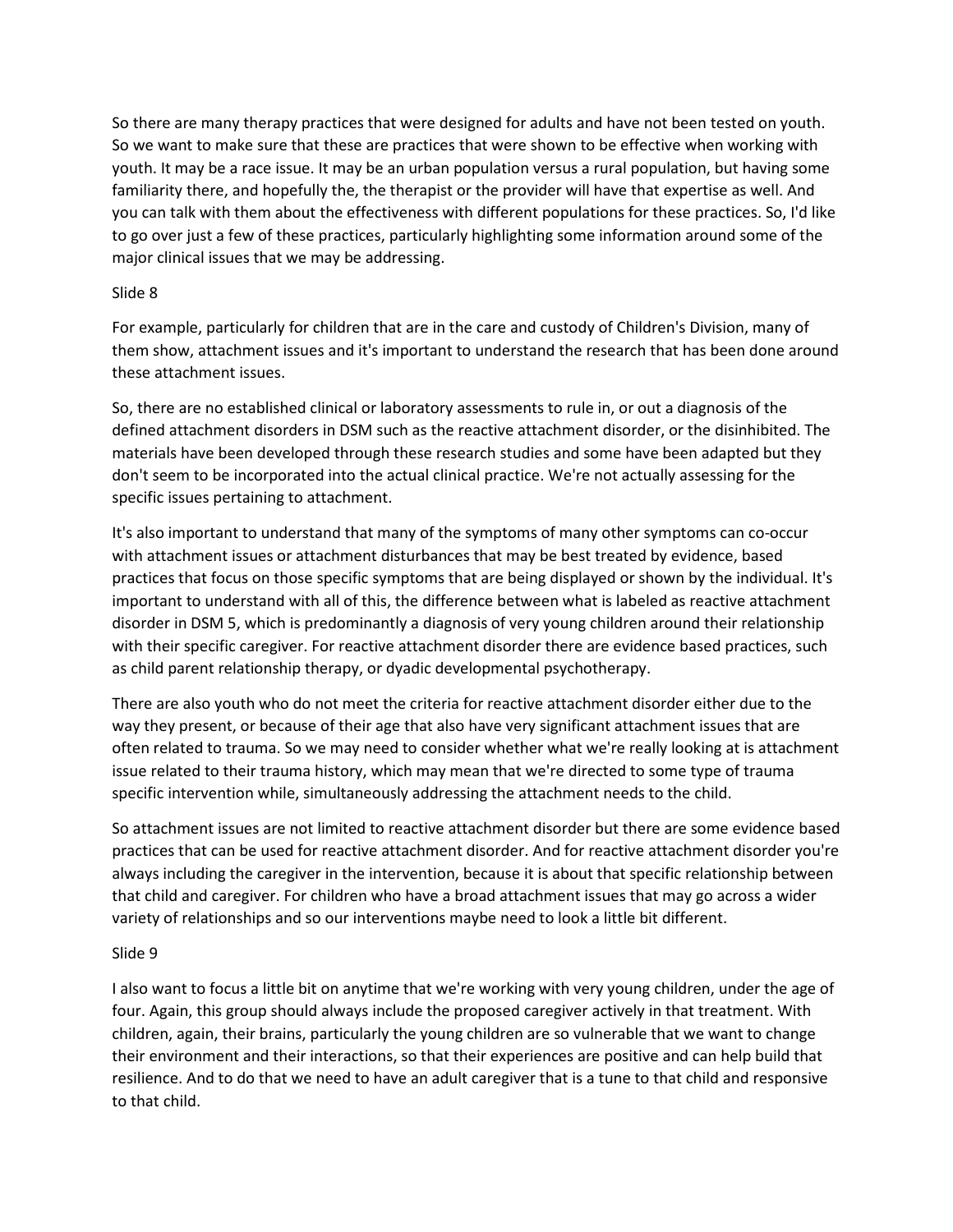So there are many therapy practices that were designed for adults and have not been tested on youth. So we want to make sure that these are practices that were shown to be effective when working with youth. It may be a race issue. It may be an urban population versus a rural population, but having some familiarity there, and hopefully the, the therapist or the provider will have that expertise as well. And you can talk with them about the effectiveness with different populations for these practices. So, I'd like to go over just a few of these practices, particularly highlighting some information around some of the major clinical issues that we may be addressing.

Slide 8

For example, particularly for children that are in the care and custody of Children's Division, many of them show, attachment issues and it's important to understand the research that has been done around these attachment issues.

So, there are no established clinical or laboratory assessments to rule in, or out a diagnosis of the defined attachment disorders in DSM such as the reactive attachment disorder, or the disinhibited. The materials have been developed through these research studies and some have been adapted but they don't seem to be incorporated into the actual clinical practice. We're not actually assessing for the specific issues pertaining to attachment.

It's also important to understand that many of the symptoms of many other symptoms can co-occur with attachment issues or attachment disturbances that may be best treated by evidence, based practices that focus on those specific symptoms that are being displayed or shown by the individual. It's important to understand with all of this, the difference between what is labeled as reactive attachment disorder in DSM 5, which is predominantly a diagnosis of very young children around their relationship with their specific caregiver. For reactive attachment disorder there are evidence based practices, such as child parent relationship therapy, or dyadic developmental psychotherapy.

There are also youth who do not meet the criteria for reactive attachment disorder either due to the way they present, or because of their age that also have very significant attachment issues that are often related to trauma. So we may need to consider whether what we're really looking at is attachment issue related to their trauma history, which may mean that we're directed to some type of trauma specific intervention while, simultaneously addressing the attachment needs to the child.

So attachment issues are not limited to reactive attachment disorder but there are some evidence based practices that can be used for reactive attachment disorder. And for reactive attachment disorder you're always including the caregiver in the intervention, because it is about that specific relationship between that child and caregiver. For children who have a broad attachment issues that may go across a wider variety of relationships and so our interventions maybe need to look a little bit different.

Slide 9

I also want to focus a little bit on anytime that we're working with very young children, under the age of four. Again, this group should always include the proposed caregiver actively in that treatment. With children, again, their brains, particularly the young children are so vulnerable that we want to change their environment and their interactions, so that their experiences are positive and can help build that resilience. And to do that we need to have an adult caregiver that is a tune to that child and responsive to that child.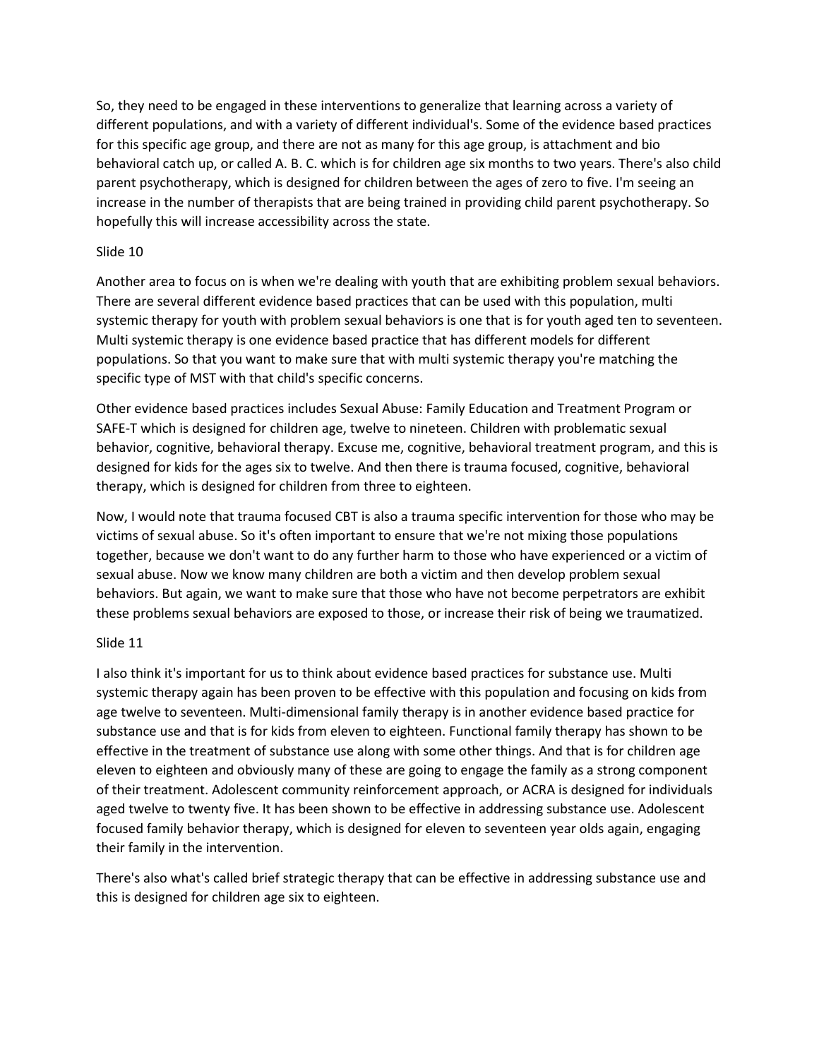So, they need to be engaged in these interventions to generalize that learning across a variety of different populations, and with a variety of different individual's. Some of the evidence based practices for this specific age group, and there are not as many for this age group, is attachment and bio behavioral catch up, or called A. B. C. which is for children age six months to two years. There's also child parent psychotherapy, which is designed for children between the ages of zero to five. I'm seeing an increase in the number of therapists that are being trained in providing child parent psychotherapy. So hopefully this will increase accessibility across the state.

Slide 10

Another area to focus on is when we're dealing with youth that are exhibiting problem sexual behaviors. There are several different evidence based practices that can be used with this population, multi systemic therapy for youth with problem sexual behaviors is one that is for youth aged ten to seventeen. Multi systemic therapy is one evidence based practice that has different models for different populations. So that you want to make sure that with multi systemic therapy you're matching the specific type of MST with that child's specific concerns.

Other evidence based practices includes Sexual Abuse: Family Education and Treatment Program or SAFE-T which is designed for children age, twelve to nineteen. Children with problematic sexual behavior, cognitive, behavioral therapy. Excuse me, cognitive, behavioral treatment program, and this is designed for kids for the ages six to twelve. And then there is trauma focused, cognitive, behavioral therapy, which is designed for children from three to eighteen.

Now, I would note that trauma focused CBT is also a trauma specific intervention for those who may be victims of sexual abuse. So it's often important to ensure that we're not mixing those populations together, because we don't want to do any further harm to those who have experienced or a victim of sexual abuse. Now we know many children are both a victim and then develop problem sexual behaviors. But again, we want to make sure that those who have not become perpetrators are exhibit these problems sexual behaviors are exposed to those, or increase their risk of being we traumatized.

Slide 11

I also think it's important for us to think about evidence based practices for substance use. Multi systemic therapy again has been proven to be effective with this population and focusing on kids from age twelve to seventeen. Multi-dimensional family therapy is in another evidence based practice for substance use and that is for kids from eleven to eighteen. Functional family therapy has shown to be effective in the treatment of substance use along with some other things. And that is for children age eleven to eighteen and obviously many of these are going to engage the family as a strong component of their treatment. Adolescent community reinforcement approach, or ACRA is designed for individuals aged twelve to twenty five. It has been shown to be effective in addressing substance use. Adolescent focused family behavior therapy, which is designed for eleven to seventeen year olds again, engaging their family in the intervention.

There's also what's called brief strategic therapy that can be effective in addressing substance use and this is designed for children age six to eighteen.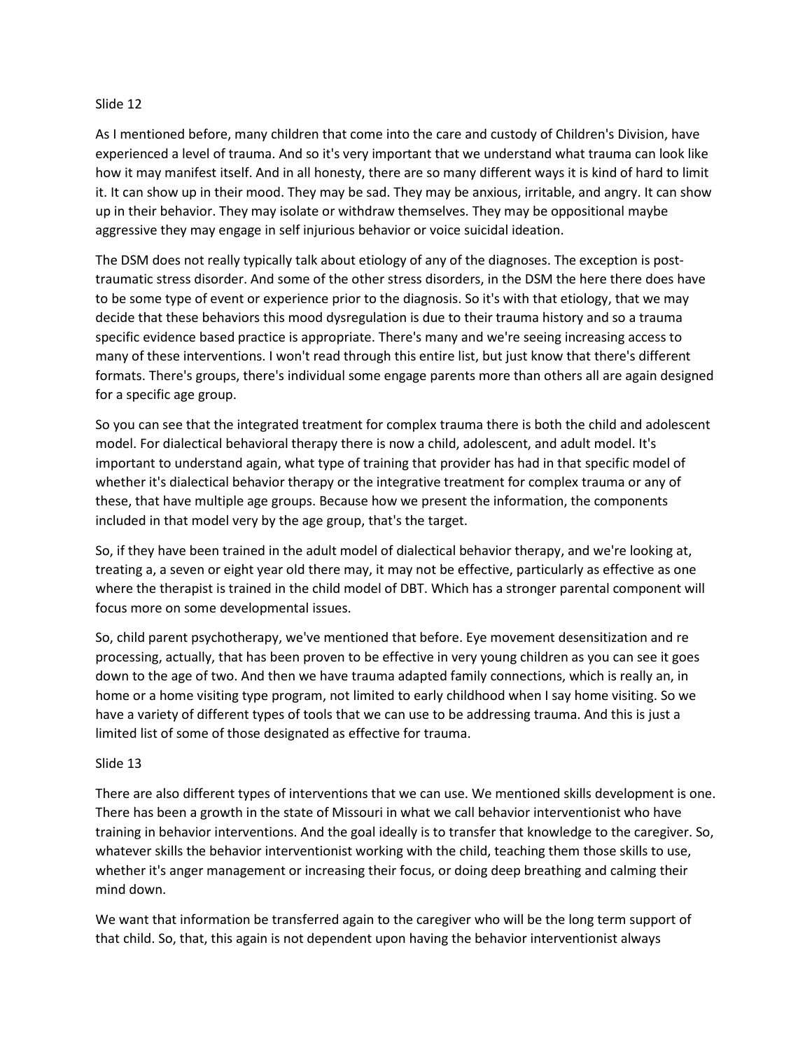Slide 12

As I mentioned before, many children that come into the care and custody of Children's Division, have experienced a level of trauma. And so it's very important that we understand what trauma can look like how it may manifest itself. And in all honesty, there are so many different ways it is kind of hard to limit it. It can show up in their mood. They may be sad. They may be anxious, irritable, and angry. It can show up in their behavior. They may isolate or withdraw themselves. They may be oppositional maybe aggressive they may engage in self injurious behavior or voice suicidal ideation.

The DSM does not really typically talk about etiology of any of the diagnoses. The exception is post-traumatic stress disorder. And some of the other stress disorders, in the DSM the here there does have to be some type of event or experience prior to the diagnosis. So it's with that etiology, that we may decide that these behaviors this mood dysregulation is due to their trauma history and so a trauma specific evidence based practice is appropriate. There's many and we're seeing increasing access to many of these interventions. I won't read through this entire list, but just know that there's different formats. There's groups, there's individual some engage parents more than others all are again designed for a specific age group.

So you can see that the integrated treatment for complex trauma there is both the child and adolescent model. For dialectical behavioral therapy there is now a child, adolescent, and adult model. It's important to understand again, what type of training that provider has had in that specific model of whether it's dialectical behavior therapy or the integrative treatment for complex trauma or any of these, that have multiple age groups. Because how we present the information, the components included in that model very by the age group, that's the target.

So, if they have been trained in the adult model of dialectical behavior therapy, and we're looking at, treating a, a seven or eight year old there may, it may not be effective, particularly as effective as one where the therapist is trained in the child model of DBT. Which has a stronger parental component will focus more on some developmental issues.

So, child parent psychotherapy, we've mentioned that before. Eye movement desensitization and re processing, actually, that has been proven to be effective in very young children as you can see it goes down to the age of two. And then we have trauma adapted family connections, which is really an, in home or a home visiting type program, not limited to early childhood when I say home visiting. So we have a variety of different types of tools that we can use to be addressing trauma. And this is just a limited list of some of those designated as effective for trauma.

Slide 13

There are also different types of interventions that we can use. We mentioned skills development is one. There has been a growth in the state of Missouri in what we call behavior interventionist who have training in behavior interventions. And the goal ideally is to transfer that knowledge to the caregiver. So, whatever skills the behavior interventionist working with the child, teaching them those skills to use, whether it's anger management or increasing their focus, or doing deep breathing and calming their mind down.

We want that information be transferred again to the caregiver who will be the long term support of that child. So, that, this again is not dependent upon having the behavior interventionist always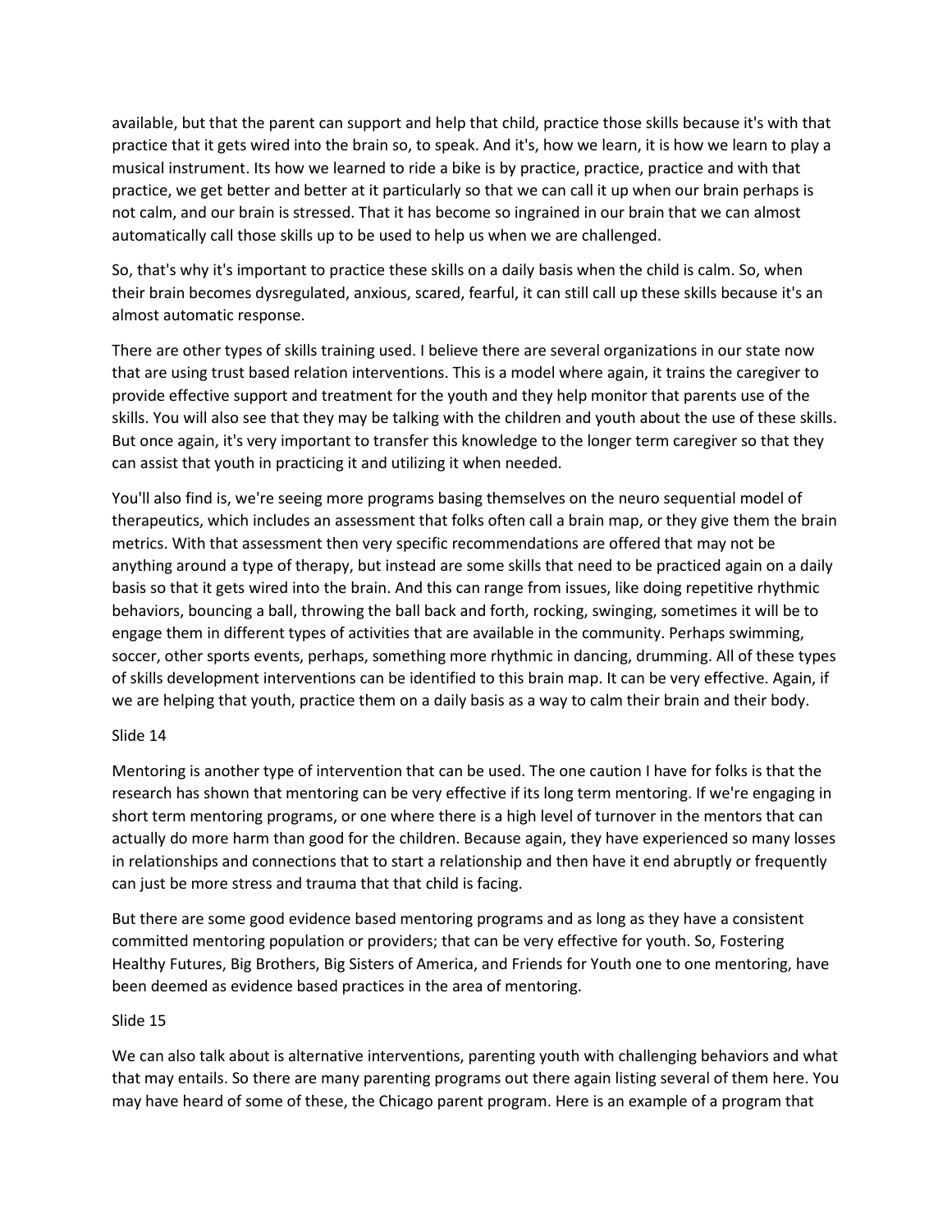available, but that the parent can support and help that child, practice those skills because it's with that practice that it gets wired into the brain so, to speak. And it's, how we learn, it is how we learn to play a musical instrument. Its how we learned to ride a bike is by practice, practice, practice and with that practice, we get better and better at it particularly so that we can call it up when our brain perhaps is not calm, and our brain is stressed. That it has become so ingrained in our brain that we can almost automatically call those skills up to be used to help us when we are challenged.

So, that's why it's important to practice these skills on a daily basis when the child is calm. So, when their brain becomes dysregulated, anxious, scared, fearful, it can still call up these skills because it's an almost automatic response.

There are other types of skills training used. I believe there are several organizations in our state now that are using trust based relation interventions. This is a model where again, it trains the caregiver to provide effective support and treatment for the youth and they help monitor that parents use of the skills. You will also see that they may be talking with the children and youth about the use of these skills. But once again, it's very important to transfer this knowledge to the longer term caregiver so that they can assist that youth in practicing it and utilizing it when needed.

You'll also find is, we're seeing more programs basing themselves on the neuro sequential model of therapeutics, which includes an assessment that folks often call a brain map, or they give them the brain metrics. With that assessment then very specific recommendations are offered that may not be anything around a type of therapy, but instead are some skills that need to be practiced again on a daily basis so that it gets wired into the brain. And this can range from issues, like doing repetitive rhythmic behaviors, bouncing a ball, throwing the ball back and forth, rocking, swinging, sometimes it will be to engage them in different types of activities that are available in the community. Perhaps swimming, soccer, other sports events, perhaps, something more rhythmic in dancing, drumming. All of these types of skills development interventions can be identified to this brain map. It can be very effective. Again, if we are helping that youth, practice them on a daily basis as a way to calm their brain and their body.

Slide 14

Mentoring is another type of intervention that can be used. The one caution I have for folks is that the research has shown that mentoring can be very effective if its long term mentoring. If we're engaging in short term mentoring programs, or one where there is a high level of turnover in the mentors that can actually do more harm than good for the children. Because again, they have experienced so many losses in relationships and connections that to start a relationship and then have it end abruptly or frequently can just be more stress and trauma that that child is facing.

But there are some good evidence based mentoring programs and as long as they have a consistent committed mentoring population or providers; that can be very effective for youth. So, Fostering Healthy Futures, Big Brothers, Big Sisters of America, and Friends for Youth one to one mentoring, have been deemed as evidence based practices in the area of mentoring.

Slide 15

We can also talk about is alternative interventions, parenting youth with challenging behaviors and what that may entails. So there are many parenting programs out there again listing several of them here. You may have heard of some of these, the Chicago parent program. Here is an example of a program that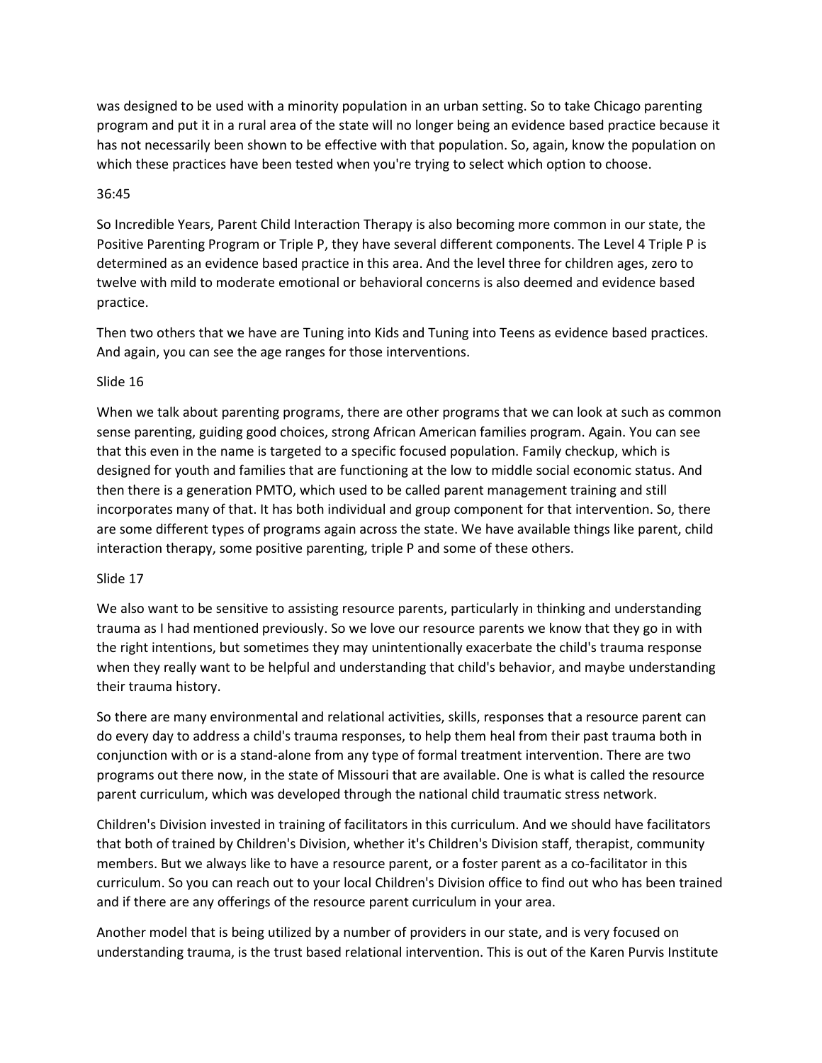was designed to be used with a minority population in an urban setting. So to take Chicago parenting program and put it in a rural area of the state will no longer being an evidence based practice because it has not necessarily been shown to be effective with that population. So, again, know the population on which these practices have been tested when you're trying to select which option to choose.

36:45

So Incredible Years, Parent Child Interaction Therapy is also becoming more common in our state, the Positive Parenting Program or Triple P, they have several different components. The Level 4 Triple P is determined as an evidence based practice in this area. And the level three for children ages, zero to twelve with mild to moderate emotional or behavioral concerns is also deemed and evidence based practice.

Then two others that we have are Tuning into Kids and Tuning into Teens as evidence based practices. And again, you can see the age ranges for those interventions.

Slide 16

When we talk about parenting programs, there are other programs that we can look at such as common sense parenting, guiding good choices, strong African American families program. Again. You can see that this even in the name is targeted to a specific focused population. Family checkup, which is designed for youth and families that are functioning at the low to middle social economic status. And then there is a generation PMTO, which used to be called parent management training and still incorporates many of that. It has both individual and group component for that intervention. So, there are some different types of programs again across the state. We have available things like parent, child interaction therapy, some positive parenting, triple P and some of these others.

Slide 17

We also want to be sensitive to assisting resource parents, particularly in thinking and understanding trauma as I had mentioned previously. So we love our resource parents we know that they go in with the right intentions, but sometimes they may unintentionally exacerbate the child's trauma response when they really want to be helpful and understanding that child's behavior, and maybe understanding their trauma history.

So there are many environmental and relational activities, skills, responses that a resource parent can do every day to address a child's trauma responses, to help them heal from their past trauma both in conjunction with or is a stand-alone from any type of formal treatment intervention. There are two programs out there now, in the state of Missouri that are available. One is what is called the resource parent curriculum, which was developed through the national child traumatic stress network.

Children's Division invested in training of facilitators in this curriculum. And we should have facilitators that both of trained by Children's Division, whether it's Children's Division staff, therapist, community members. But we always like to have a resource parent, or a foster parent as a co-facilitator in this curriculum. So you can reach out to your local Children's Division office to find out who has been trained and if there are any offerings of the resource parent curriculum in your area.

Another model that is being utilized by a number of providers in our state, and is very focused on understanding trauma, is the trust based relational intervention. This is out of the Karen Purvis Institute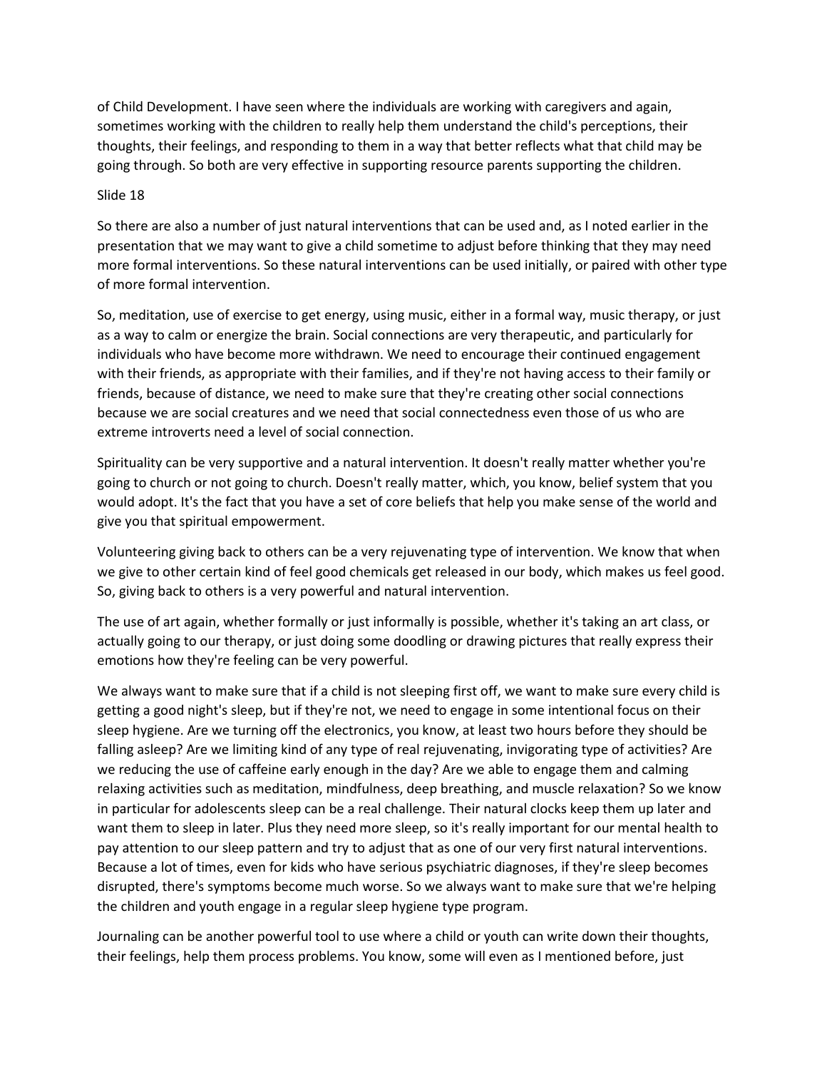of Child Development. I have seen where the individuals are working with caregivers and again, sometimes working with the children to really help them understand the child's perceptions, their thoughts, their feelings, and responding to them in a way that better reflects what that child may be going through. So both are very effective in supporting resource parents supporting the children.

Slide 18

So there are also a number of just natural interventions that can be used and, as I noted earlier in the presentation that we may want to give a child sometime to adjust before thinking that they may need more formal interventions. So these natural interventions can be used initially, or paired with other type of more formal intervention.

So, meditation, use of exercise to get energy, using music, either in a formal way, music therapy, or just as a way to calm or energize the brain. Social connections are very therapeutic, and particularly for individuals who have become more withdrawn. We need to encourage their continued engagement with their friends, as appropriate with their families, and if they're not having access to their family or friends, because of distance, we need to make sure that they're creating other social connections because we are social creatures and we need that social connectedness even those of us who are extreme introverts need a level of social connection.

Spirituality can be very supportive and a natural intervention. It doesn't really matter whether you're going to church or not going to church. Doesn't really matter, which, you know, belief system that you would adopt. It's the fact that you have a set of core beliefs that help you make sense of the world and give you that spiritual empowerment.

Volunteering giving back to others can be a very rejuvenating type of intervention. We know that when we give to other certain kind of feel good chemicals get released in our body, which makes us feel good. So, giving back to others is a very powerful and natural intervention.

The use of art again, whether formally or just informally is possible, whether it's taking an art class, or actually going to our therapy, or just doing some doodling or drawing pictures that really express their emotions how they're feeling can be very powerful.

We always want to make sure that if a child is not sleeping first off, we want to make sure every child is getting a good night's sleep, but if they're not, we need to engage in some intentional focus on their sleep hygiene. Are we turning off the electronics, you know, at least two hours before they should be falling asleep? Are we limiting kind of any type of real rejuvenating, invigorating type of activities? Are we reducing the use of caffeine early enough in the day? Are we able to engage them and calming relaxing activities such as meditation, mindfulness, deep breathing, and muscle relaxation? So we know in particular for adolescents sleep can be a real challenge. Their natural clocks keep them up later and want them to sleep in later. Plus they need more sleep, so it's really important for our mental health to pay attention to our sleep pattern and try to adjust that as one of our very first natural interventions. Because a lot of times, even for kids who have serious psychiatric diagnoses, if they're sleep becomes disrupted, there's symptoms become much worse. So we always want to make sure that we're helping the children and youth engage in a regular sleep hygiene type program.

Journaling can be another powerful tool to use where a child or youth can write down their thoughts, their feelings, help them process problems. You know, some will even as I mentioned before, just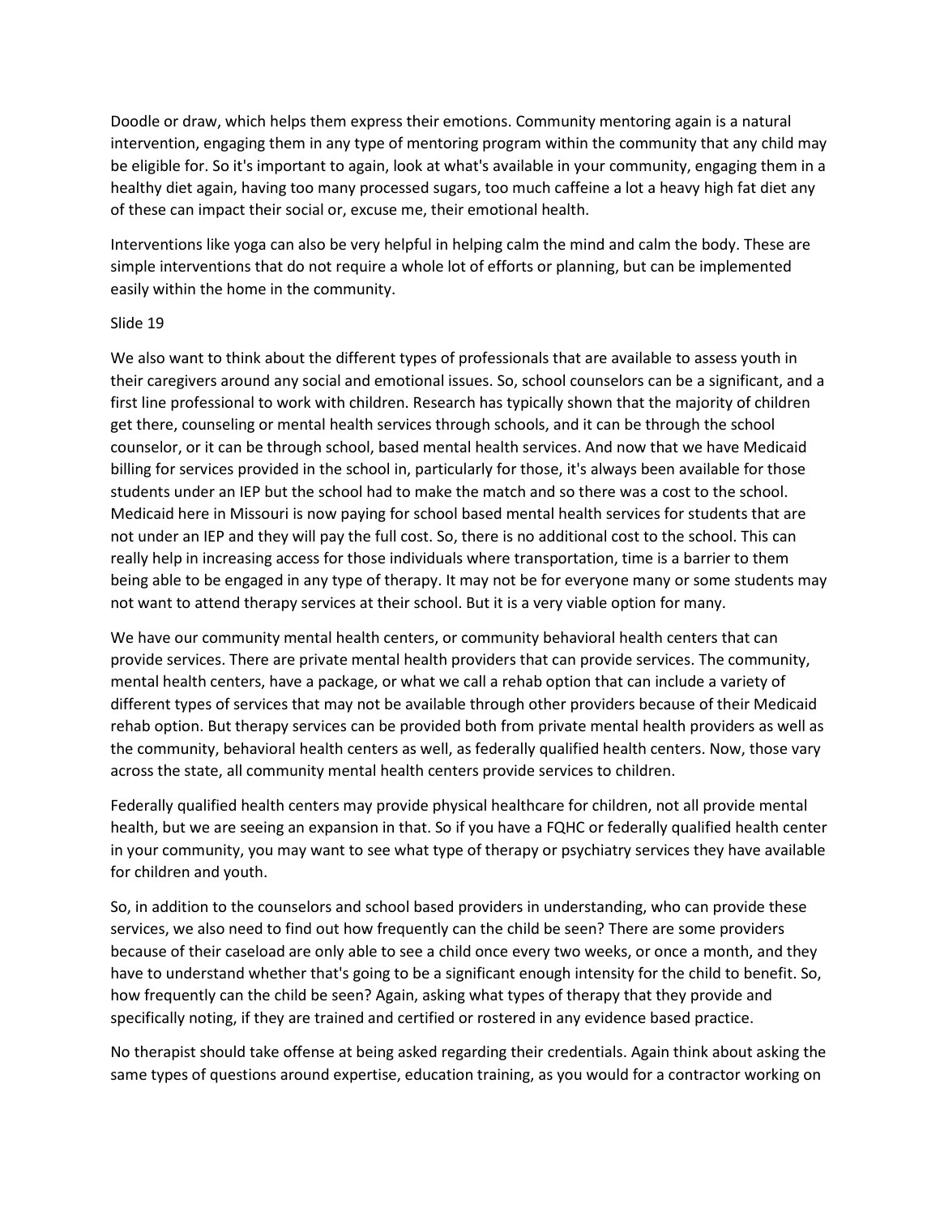Doodle or draw, which helps them express their emotions. Community mentoring again is a natural intervention, engaging them in any type of mentoring program within the community that any child may be eligible for. So it's important to again, look at what's available in your community, engaging them in a healthy diet again, having too many processed sugars, too much caffeine a lot a heavy high fat diet any of these can impact their social or, excuse me, their emotional health.

Interventions like yoga can also be very helpful in helping calm the mind and calm the body. These are simple interventions that do not require a whole lot of efforts or planning, but can be implemented easily within the home in the community.

Slide 19

We also want to think about the different types of professionals that are available to assess youth in their caregivers around any social and emotional issues. So, school counselors can be a significant, and a first line professional to work with children. Research has typically shown that the majority of children get there, counseling or mental health services through schools, and it can be through the school counselor, or it can be through school, based mental health services. And now that we have Medicaid billing for services provided in the school in, particularly for those, it's always been available for those students under an IEP but the school had to make the match and so there was a cost to the school. Medicaid here in Missouri is now paying for school based mental health services for students that are not under an IEP and they will pay the full cost. So, there is no additional cost to the school. This can really help in increasing access for those individuals where transportation, time is a barrier to them being able to be engaged in any type of therapy. It may not be for everyone many or some students may not want to attend therapy services at their school. But it is a very viable option for many.

We have our community mental health centers, or community behavioral health centers that can provide services. There are private mental health providers that can provide services. The community, mental health centers, have a package, or what we call a rehab option that can include a variety of different types of services that may not be available through other providers because of their Medicaid rehab option. But therapy services can be provided both from private mental health providers as well as the community, behavioral health centers as well, as federally qualified health centers. Now, those vary across the state, all community mental health centers provide services to children.

Federally qualified health centers may provide physical healthcare for children, not all provide mental health, but we are seeing an expansion in that. So if you have a FQHC or federally qualified health center in your community, you may want to see what type of therapy or psychiatry services they have available for children and youth.

So, in addition to the counselors and school based providers in understanding, who can provide these services, we also need to find out how frequently can the child be seen? There are some providers because of their caseload are only able to see a child once every two weeks, or once a month, and they have to understand whether that's going to be a significant enough intensity for the child to benefit. So, how frequently can the child be seen? Again, asking what types of therapy that they provide and specifically noting, if they are trained and certified or rostered in any evidence based practice.

No therapist should take offense at being asked regarding their credentials. Again think about asking the same types of questions around expertise, education training, as you would for a contractor working on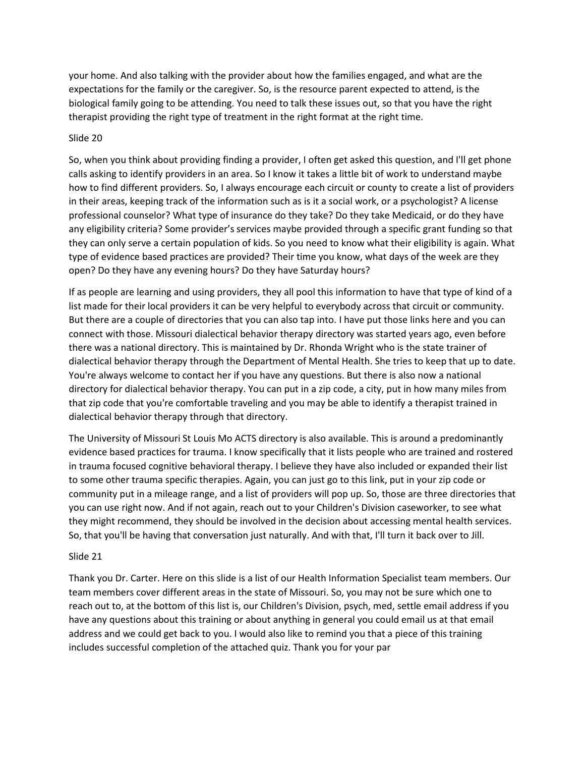your home. And also talking with the provider about how the families engaged, and what are the expectations for the family or the caregiver. So, is the resource parent expected to attend, is the biological family going to be attending. You need to talk these issues out, so that you have the right therapist providing the right type of treatment in the right format at the right time.

Slide 20

So, when you think about providing finding a provider, I often get asked this question, and I'll get phone calls asking to identify providers in an area. So I know it takes a little bit of work to understand maybe how to find different providers. So, I always encourage each circuit or county to create a list of providers in their areas, keeping track of the information such as is it a social work, or a psychologist? A license professional counselor? What type of insurance do they take? Do they take Medicaid, or do they have any eligibility criteria? Some provider's services maybe provided through a specific grant funding so that they can only serve a certain population of kids. So you need to know what their eligibility is again. What type of evidence based practices are provided? Their time you know, what days of the week are they open? Do they have any evening hours? Do they have Saturday hours?

If as people are learning and using providers, they all pool this information to have that type of kind of a list made for their local providers it can be very helpful to everybody across that circuit or community. But there are a couple of directories that you can also tap into. I have put those links here and you can connect with those. Missouri dialectical behavior therapy directory was started years ago, even before there was a national directory. This is maintained by Dr. Rhonda Wright who is the state trainer of dialectical behavior therapy through the Department of Mental Health. She tries to keep that up to date. You're always welcome to contact her if you have any questions. But there is also now a national directory for dialectical behavior therapy. You can put in a zip code, a city, put in how many miles from that zip code that you're comfortable traveling and you may be able to identify a therapist trained in dialectical behavior therapy through that directory.

The University of Missouri St Louis Mo ACTS directory is also available. This is around a predominantly evidence based practices for trauma. I know specifically that it lists people who are trained and rostered in trauma focused cognitive behavioral therapy. I believe they have also included or expanded their list to some other trauma specific therapies. Again, you can just go to this link, put in your zip code or community put in a mileage range, and a list of providers will pop up. So, those are three directories that you can use right now. And if not again, reach out to your Children's Division caseworker, to see what they might recommend, they should be involved in the decision about accessing mental health services. So, that you'll be having that conversation just naturally. And with that, I'll turn it back over to Jill.

Slide 21

Thank you Dr. Carter. Here on this slide is a list of our Health Information Specialist team members. Our team members cover different areas in the state of Missouri. So, you may not be sure which one to reach out to, at the bottom of this list is, our Children's Division, psych, med, settle email address if you have any questions about this training or about anything in general you could email us at that email address and we could get back to you. I would also like to remind you that a piece of this training includes successful completion of the attached quiz. Thank you for your par